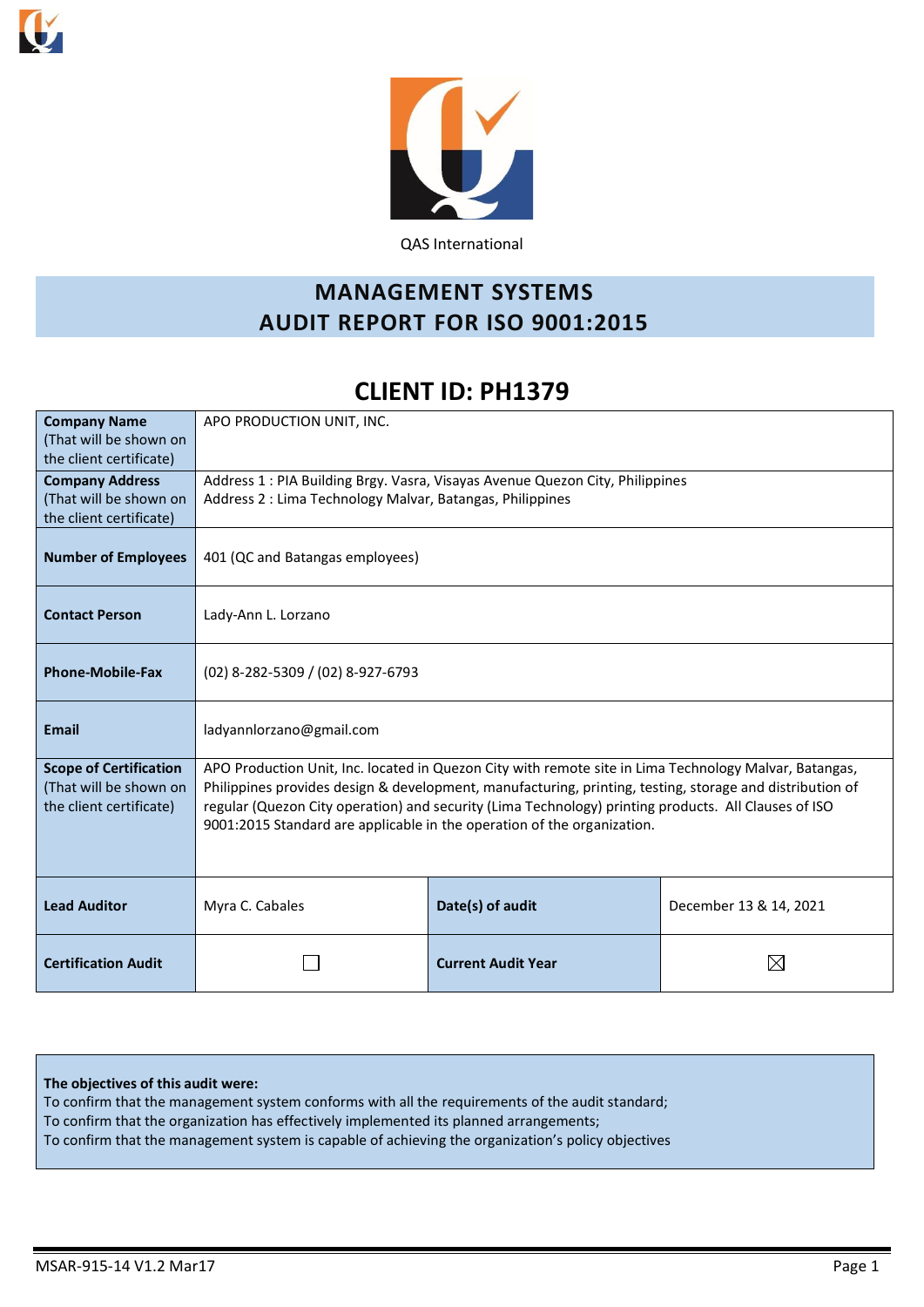QAS International

# MANAGEMENT SYSTEMS AUDIT REPORT FOR ISO 9001:2015

## CLIENT ID: PH1379

| **Company Name** (That will be shown on the client certificate) | APO PRODUCTION UNIT, INC. | | |
|---|---|---|---|
| **Company Address** (That will be shown on the client certificate) | Address 1 : PIA Building Brgy. Vasra, Visayas Avenue Quezon City, Philippines<br>Address 2 : Lima Technology Malvar, Batangas, Philippines | | |
| **Number of Employees** | 401 (QC and Batangas employees) | | |
| **Contact Person** | Lady-Ann L. Lorzano | | |
| **Phone-Mobile-Fax** | (02) 8-282-5309 / (02) 8-927-6793 | | |
| **Email** | ladyannlorzano@gmail.com | | |
| **Scope of Certification** (That will be shown on the client certificate) | APO Production Unit, Inc. located in Quezon City with remote site in Lima Technology Malvar, Batangas, Philippines provides design & development, manufacturing, printing, testing, storage and distribution of regular (Quezon City operation) and security (Lima Technology) printing products. All Clauses of ISO 9001:2015 Standard are applicable in the operation of the organization. | | |
| **Lead Auditor** | Myra C. Cabales | **Date(s) of audit** | December 13 & 14, 2021 |
| **Certification Audit** | ☐ | **Current Audit Year** | ☒ |

**The objectives of this audit were:**
To confirm that the management system conforms with all the requirements of the audit standard;
To confirm that the organization has effectively implemented its planned arrangements;
To confirm that the management system is capable of achieving the organization's policy objectives

MSAR-915-14 V1.2 Mar17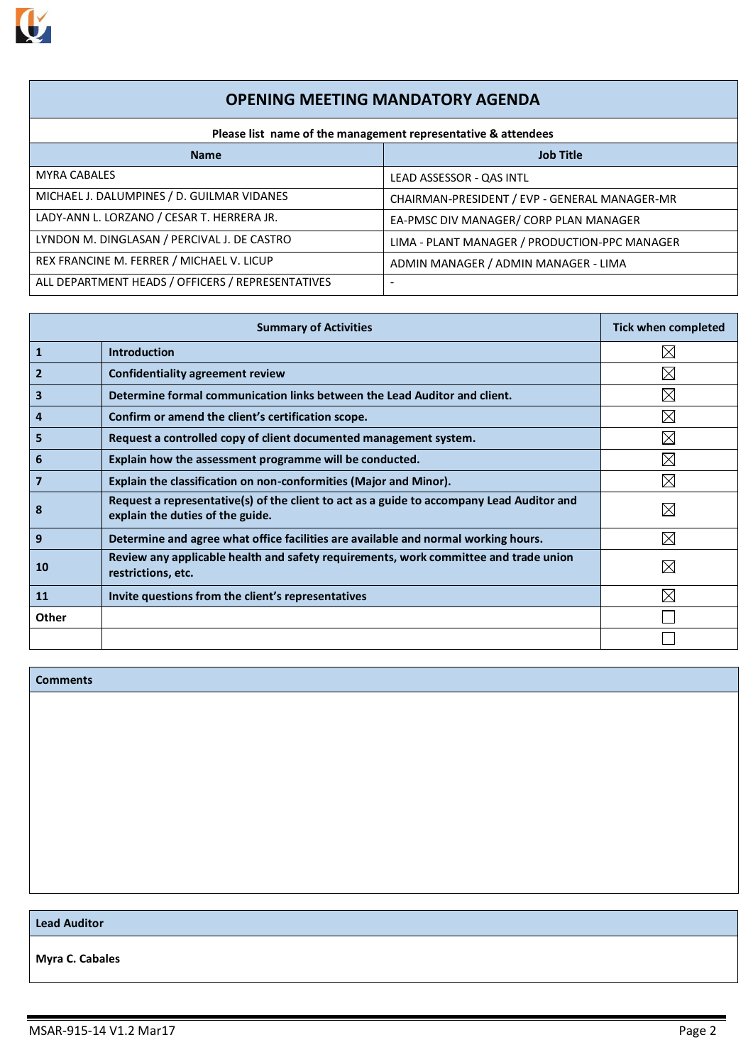# OPENING MEETING MANDATORY AGENDA

**Please list name of the management representative & attendees**

| Name | Job Title |
|---|---|
| MYRA CABALES | LEAD ASSESSOR - QAS INTL |
| MICHAEL J. DALUMPINES / D. GUILMAR VIDANES | CHAIRMAN-PRESIDENT / EVP - GENERAL MANAGER-MR |
| LADY-ANN L. LORZANO / CESAR T. HERRERA JR. | EA-PMSC DIV MANAGER/ CORP PLAN MANAGER |
| LYNDON M. DINGLASAN / PERCIVAL J. DE CASTRO | LIMA - PLANT MANAGER / PRODUCTION-PPC MANAGER |
| REX FRANCINE M. FERRER / MICHAEL V. LICUP | ADMIN MANAGER / ADMIN MANAGER - LIMA |
| ALL DEPARTMENT HEADS / OFFICERS / REPRESENTATIVES | - |

| Summary of Activities | | Tick when completed |
|---|---|---|
| **1** | **Introduction** | ☒ |
| **2** | **Confidentiality agreement review** | ☒ |
| **3** | **Determine formal communication links between the Lead Auditor and client.** | ☒ |
| **4** | **Confirm or amend the client's certification scope.** | ☒ |
| **5** | **Request a controlled copy of client documented management system.** | ☒ |
| **6** | **Explain how the assessment programme will be conducted.** | ☒ |
| **7** | **Explain the classification on non-conformities (Major and Minor).** | ☒ |
| **8** | **Request a representative(s) of the client to act as a guide to accompany Lead Auditor and explain the duties of the guide.** | ☒ |
| **9** | **Determine and agree what office facilities are available and normal working hours.** | ☒ |
| **10** | **Review any applicable health and safety requirements, work committee and trade union restrictions, etc.** | ☒ |
| **11** | **Invite questions from the client's representatives** | ☒ |
| **Other** | | ☐ |
| | | ☐ |

| **Comments** |
|---|
| |

| **Lead Auditor** |
|---|
| **Myra C. Cabales** |

MSAR-915-14 V1.2 Mar17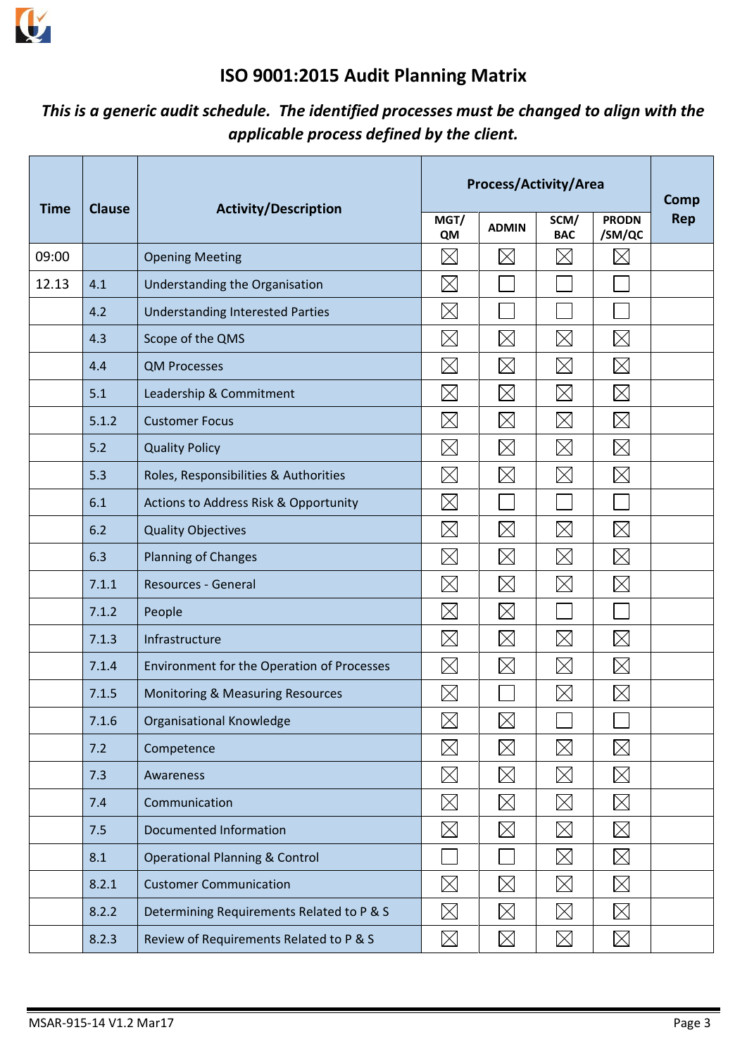# ISO 9001:2015 Audit Planning Matrix

***This is a generic audit schedule. The identified processes must be changed to align with the applicable process defined by the client.***

| Time | Clause | Activity/Description | Process/Activity/Area | | | | Comp Rep |
|---|---|---|---|---|---|---|---|
| | | | MGT/ QM | ADMIN | SCM/ BAC | PRODN /SM/QC | |
| 09:00 | | Opening Meeting | ☒ | ☒ | ☒ | ☒ | |
| 12.13 | 4.1 | Understanding the Organisation | ☒ | ☐ | ☐ | ☐ | |
| | 4.2 | Understanding Interested Parties | ☒ | ☐ | ☐ | ☐ | |
| | 4.3 | Scope of the QMS | ☒ | ☒ | ☒ | ☒ | |
| | 4.4 | QM Processes | ☒ | ☒ | ☒ | ☒ | |
| | 5.1 | Leadership & Commitment | ☒ | ☒ | ☒ | ☒ | |
| | 5.1.2 | Customer Focus | ☒ | ☒ | ☒ | ☒ | |
| | 5.2 | Quality Policy | ☒ | ☒ | ☒ | ☒ | |
| | 5.3 | Roles, Responsibilities & Authorities | ☒ | ☒ | ☒ | ☒ | |
| | 6.1 | Actions to Address Risk & Opportunity | ☒ | ☐ | ☐ | ☐ | |
| | 6.2 | Quality Objectives | ☒ | ☒ | ☒ | ☒ | |
| | 6.3 | Planning of Changes | ☒ | ☒ | ☒ | ☒ | |
| | 7.1.1 | Resources - General | ☒ | ☒ | ☒ | ☒ | |
| | 7.1.2 | People | ☒ | ☒ | ☐ | ☐ | |
| | 7.1.3 | Infrastructure | ☒ | ☒ | ☒ | ☒ | |
| | 7.1.4 | Environment for the Operation of Processes | ☒ | ☒ | ☒ | ☒ | |
| | 7.1.5 | Monitoring & Measuring Resources | ☒ | ☐ | ☒ | ☒ | |
| | 7.1.6 | Organisational Knowledge | ☒ | ☒ | ☐ | ☐ | |
| | 7.2 | Competence | ☒ | ☒ | ☒ | ☒ | |
| | 7.3 | Awareness | ☒ | ☒ | ☒ | ☒ | |
| | 7.4 | Communication | ☒ | ☒ | ☒ | ☒ | |
| | 7.5 | Documented Information | ☒ | ☒ | ☒ | ☒ | |
| | 8.1 | Operational Planning & Control | ☐ | ☐ | ☒ | ☒ | |
| | 8.2.1 | Customer Communication | ☒ | ☒ | ☒ | ☒ | |
| | 8.2.2 | Determining Requirements Related to P & S | ☒ | ☒ | ☒ | ☒ | |
| | 8.2.3 | Review of Requirements Related to P & S | ☒ | ☒ | ☒ | ☒ | |

MSAR-915-14 V1.2 Mar17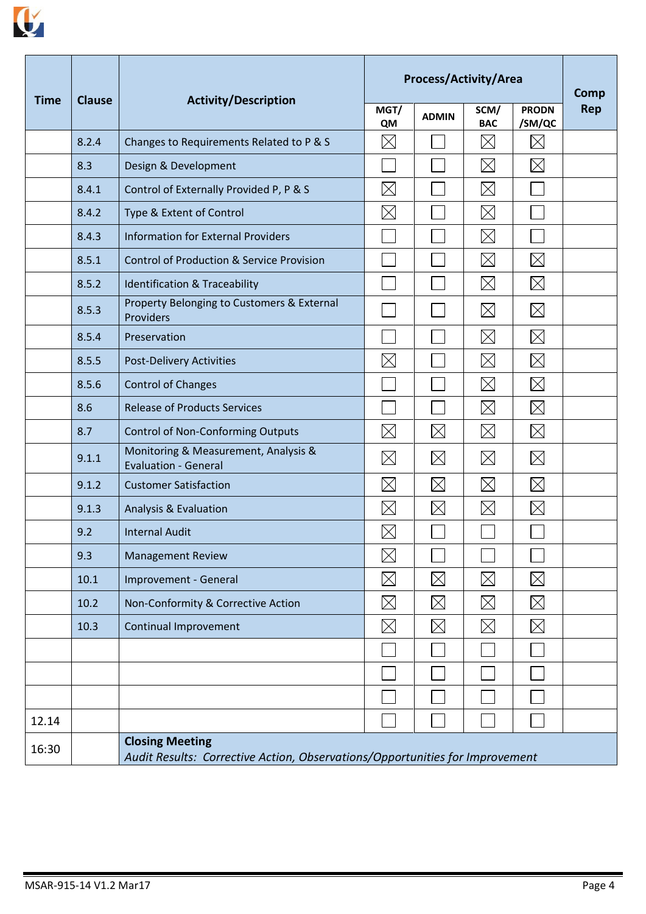| Time | Clause | Activity/Description | Process/Activity/Area | | | | Comp Rep |
|---|---|---|---|---|---|---|---|
| | | | MGT/ QM | ADMIN | SCM/ BAC | PRODN /SM/QC | |
| | 8.2.4 | Changes to Requirements Related to P & S | ☒ | ☐ | ☒ | ☒ | |
| | 8.3 | Design & Development | ☐ | ☐ | ☒ | ☒ | |
| | 8.4.1 | Control of Externally Provided P, P & S | ☒ | ☐ | ☒ | ☐ | |
| | 8.4.2 | Type & Extent of Control | ☒ | ☐ | ☒ | ☐ | |
| | 8.4.3 | Information for External Providers | ☐ | ☐ | ☒ | ☐ | |
| | 8.5.1 | Control of Production & Service Provision | ☐ | ☐ | ☒ | ☒ | |
| | 8.5.2 | Identification & Traceability | ☐ | ☐ | ☒ | ☒ | |
| | 8.5.3 | Property Belonging to Customers & External Providers | ☐ | ☐ | ☒ | ☒ | |
| | 8.5.4 | Preservation | ☐ | ☐ | ☒ | ☒ | |
| | 8.5.5 | Post-Delivery Activities | ☒ | ☐ | ☒ | ☒ | |
| | 8.5.6 | Control of Changes | ☐ | ☐ | ☒ | ☒ | |
| | 8.6 | Release of Products Services | ☐ | ☐ | ☒ | ☒ | |
| | 8.7 | Control of Non-Conforming Outputs | ☒ | ☒ | ☒ | ☒ | |
| | 9.1.1 | Monitoring & Measurement, Analysis & Evaluation - General | ☒ | ☒ | ☒ | ☒ | |
| | 9.1.2 | Customer Satisfaction | ☒ | ☒ | ☒ | ☒ | |
| | 9.1.3 | Analysis & Evaluation | ☒ | ☒ | ☒ | ☒ | |
| | 9.2 | Internal Audit | ☒ | ☐ | ☐ | ☐ | |
| | 9.3 | Management Review | ☒ | ☐ | ☐ | ☐ | |
| | 10.1 | Improvement - General | ☒ | ☒ | ☒ | ☒ | |
| | 10.2 | Non-Conformity & Corrective Action | ☒ | ☒ | ☒ | ☒ | |
| | 10.3 | Continual Improvement | ☒ | ☒ | ☒ | ☒ | |
| | | | ☐ | ☐ | ☐ | ☐ | |
| | | | ☐ | ☐ | ☐ | ☐ | |
| | | | ☐ | ☐ | ☐ | ☐ | |
| 12.14 | | | ☐ | ☐ | ☐ | ☐ | |
| 16:30 | | **Closing Meeting** *Audit Results: Corrective Action, Observations/Opportunities for Improvement* | | | | | |

MSAR-915-14 V1.2 Mar17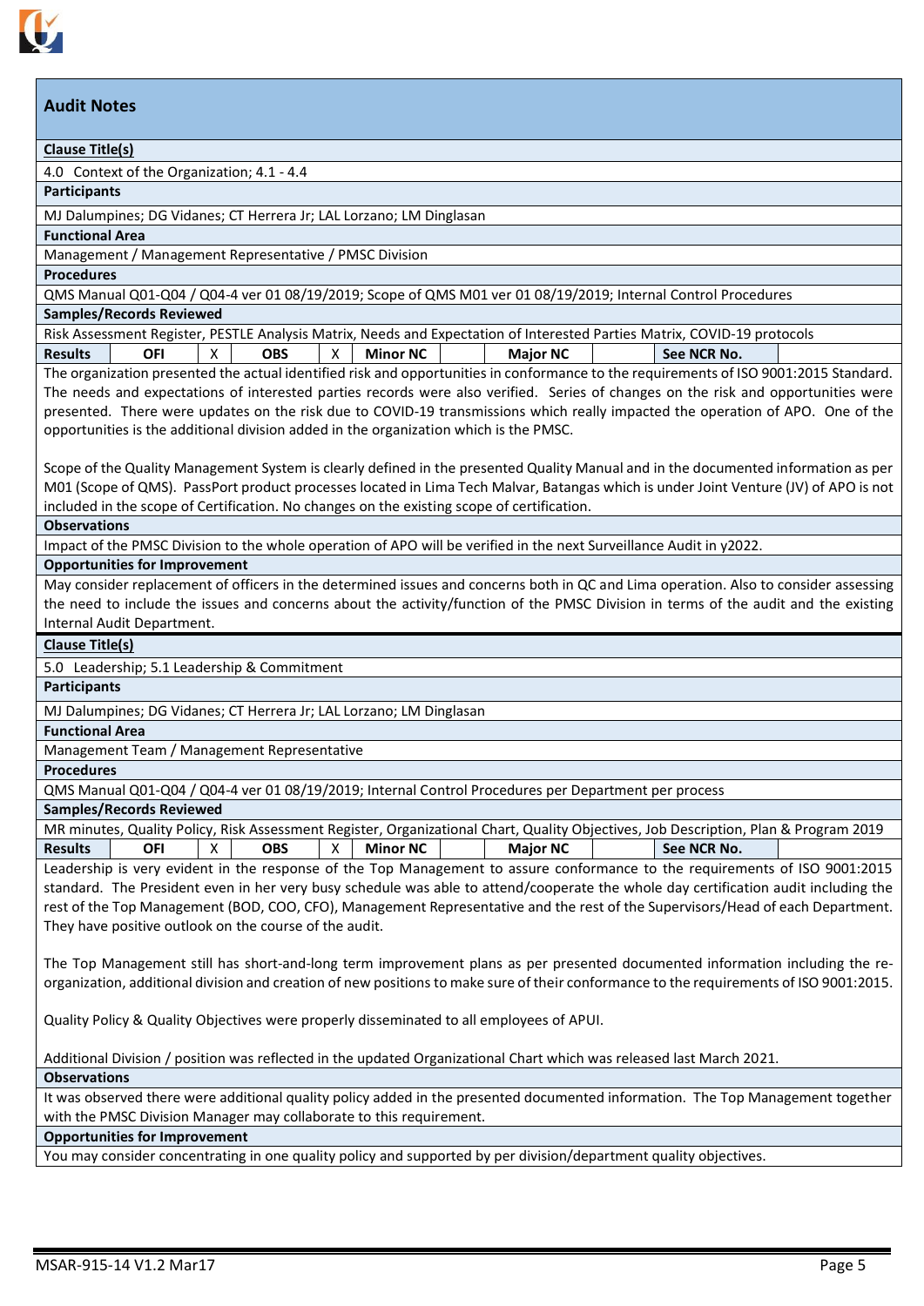## Audit Notes

**Clause Title(s)**

4.0 Context of the Organization; 4.1 - 4.4

**Participants**

MJ Dalumpines; DG Vidanes; CT Herrera Jr; LAL Lorzano; LM Dinglasan

**Functional Area**

Management / Management Representative / PMSC Division

**Procedures**

QMS Manual Q01-Q04 / Q04-4 ver 01 08/19/2019; Scope of QMS M01 ver 01 08/19/2019; Internal Control Procedures

**Samples/Records Reviewed**

Risk Assessment Register, PESTLE Analysis Matrix, Needs and Expectation of Interested Parties Matrix, COVID-19 protocols

| Results | OFI | X | OBS | X | Minor NC | | Major NC | | See NCR No. | |
|---|---|---|---|---|---|---|---|---|---|---|

The organization presented the actual identified risk and opportunities in conformance to the requirements of ISO 9001:2015 Standard. The needs and expectations of interested parties records were also verified. Series of changes on the risk and opportunities were presented. There were updates on the risk due to COVID-19 transmissions which really impacted the operation of APO. One of the opportunities is the additional division added in the organization which is the PMSC.

Scope of the Quality Management System is clearly defined in the presented Quality Manual and in the documented information as per M01 (Scope of QMS). PassPort product processes located in Lima Tech Malvar, Batangas which is under Joint Venture (JV) of APO is not included in the scope of Certification. No changes on the existing scope of certification.

**Observations**

Impact of the PMSC Division to the whole operation of APO will be verified in the next Surveillance Audit in y2022.

**Opportunities for Improvement**

May consider replacement of officers in the determined issues and concerns both in QC and Lima operation. Also to consider assessing the need to include the issues and concerns about the activity/function of the PMSC Division in terms of the audit and the existing Internal Audit Department.

**Clause Title(s)**

5.0 Leadership; 5.1 Leadership & Commitment

**Participants**

MJ Dalumpines; DG Vidanes; CT Herrera Jr; LAL Lorzano; LM Dinglasan

**Functional Area**

Management Team / Management Representative

**Procedures**

QMS Manual Q01-Q04 / Q04-4 ver 01 08/19/2019; Internal Control Procedures per Department per process

**Samples/Records Reviewed**

MR minutes, Quality Policy, Risk Assessment Register, Organizational Chart, Quality Objectives, Job Description, Plan & Program 2019

| Results | OFI | X | OBS | X | Minor NC | | Major NC | | See NCR No. | |
|---|---|---|---|---|---|---|---|---|---|---|

Leadership is very evident in the response of the Top Management to assure conformance to the requirements of ISO 9001:2015 standard. The President even in her very busy schedule was able to attend/cooperate the whole day certification audit including the rest of the Top Management (BOD, COO, CFO), Management Representative and the rest of the Supervisors/Head of each Department. They have positive outlook on the course of the audit.

The Top Management still has short-and-long term improvement plans as per presented documented information including the re-organization, additional division and creation of new positions to make sure of their conformance to the requirements of ISO 9001:2015.

Quality Policy & Quality Objectives were properly disseminated to all employees of APUI.

Additional Division / position was reflected in the updated Organizational Chart which was released last March 2021.

**Observations**

It was observed there were additional quality policy added in the presented documented information. The Top Management together with the PMSC Division Manager may collaborate to this requirement.

**Opportunities for Improvement**

You may consider concentrating in one quality policy and supported by per division/department quality objectives.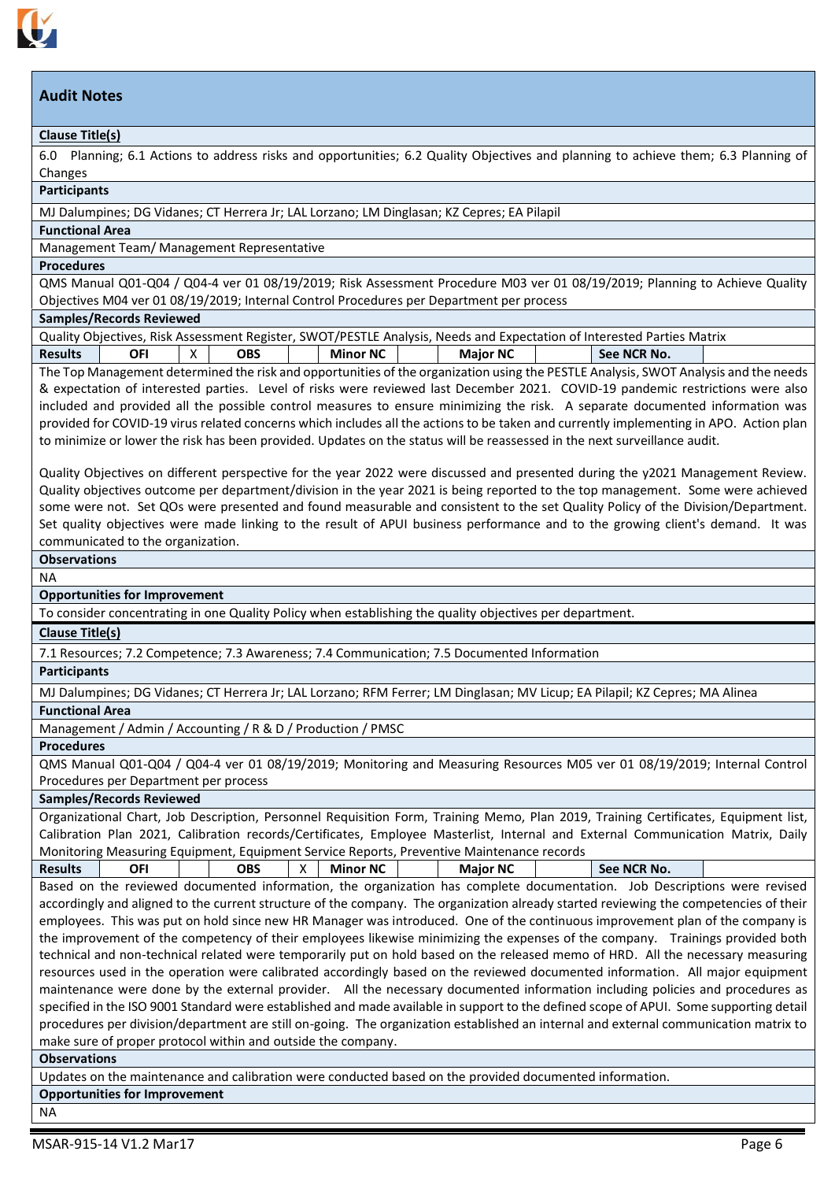## Audit Notes

**Clause Title(s)**

6.0 Planning; 6.1 Actions to address risks and opportunities; 6.2 Quality Objectives and planning to achieve them; 6.3 Planning of Changes

**Participants**

MJ Dalumpines; DG Vidanes; CT Herrera Jr; LAL Lorzano; LM Dinglasan; KZ Cepres; EA Pilapil

**Functional Area**

Management Team/ Management Representative

**Procedures**

QMS Manual Q01-Q04 / Q04-4 ver 01 08/19/2019; Risk Assessment Procedure M03 ver 01 08/19/2019; Planning to Achieve Quality Objectives M04 ver 01 08/19/2019; Internal Control Procedures per Department per process

**Samples/Records Reviewed**

Quality Objectives, Risk Assessment Register, SWOT/PESTLE Analysis, Needs and Expectation of Interested Parties Matrix

| Results | OFI | X | OBS | | Minor NC | | Major NC | | See NCR No. | |
|---|---|---|---|---|---|---|---|---|---|---|

The Top Management determined the risk and opportunities of the organization using the PESTLE Analysis, SWOT Analysis and the needs & expectation of interested parties. Level of risks were reviewed last December 2021. COVID-19 pandemic restrictions were also included and provided all the possible control measures to ensure minimizing the risk. A separate documented information was provided for COVID-19 virus related concerns which includes all the actions to be taken and currently implementing in APO. Action plan to minimize or lower the risk has been provided. Updates on the status will be reassessed in the next surveillance audit.

Quality Objectives on different perspective for the year 2022 were discussed and presented during the y2021 Management Review. Quality objectives outcome per department/division in the year 2021 is being reported to the top management. Some were achieved some were not. Set QOs were presented and found measurable and consistent to the set Quality Policy of the Division/Department. Set quality objectives were made linking to the result of APUI business performance and to the growing client's demand. It was communicated to the organization.

**Observations**

NA

**Opportunities for Improvement**

To consider concentrating in one Quality Policy when establishing the quality objectives per department.

**Clause Title(s)**

7.1 Resources; 7.2 Competence; 7.3 Awareness; 7.4 Communication; 7.5 Documented Information

**Participants**

MJ Dalumpines; DG Vidanes; CT Herrera Jr; LAL Lorzano; RFM Ferrer; LM Dinglasan; MV Licup; EA Pilapil; KZ Cepres; MA Alinea

**Functional Area**

Management / Admin / Accounting / R & D / Production / PMSC

**Procedures**

QMS Manual Q01-Q04 / Q04-4 ver 01 08/19/2019; Monitoring and Measuring Resources M05 ver 01 08/19/2019; Internal Control Procedures per Department per process

**Samples/Records Reviewed**

Organizational Chart, Job Description, Personnel Requisition Form, Training Memo, Plan 2019, Training Certificates, Equipment list, Calibration Plan 2021, Calibration records/Certificates, Employee Masterlist, Internal and External Communication Matrix, Daily Monitoring Measuring Equipment, Equipment Service Reports, Preventive Maintenance records

| Results | OFI | | OBS | X | Minor NC | | Major NC | | See NCR No. | |
|---|---|---|---|---|---|---|---|---|---|---|

Based on the reviewed documented information, the organization has complete documentation. Job Descriptions were revised accordingly and aligned to the current structure of the company. The organization already started reviewing the competencies of their employees. This was put on hold since new HR Manager was introduced. One of the continuous improvement plan of the company is the improvement of the competency of their employees likewise minimizing the expenses of the company. Trainings provided both technical and non-technical related were temporarily put on hold based on the released memo of HRD. All the necessary measuring resources used in the operation were calibrated accordingly based on the reviewed documented information. All major equipment maintenance were done by the external provider. All the necessary documented information including policies and procedures as specified in the ISO 9001 Standard were established and made available in support to the defined scope of APUI. Some supporting detail procedures per division/department are still on-going. The organization established an internal and external communication matrix to make sure of proper protocol within and outside the company.

**Observations**

Updates on the maintenance and calibration were conducted based on the provided documented information.

**Opportunities for Improvement**

NA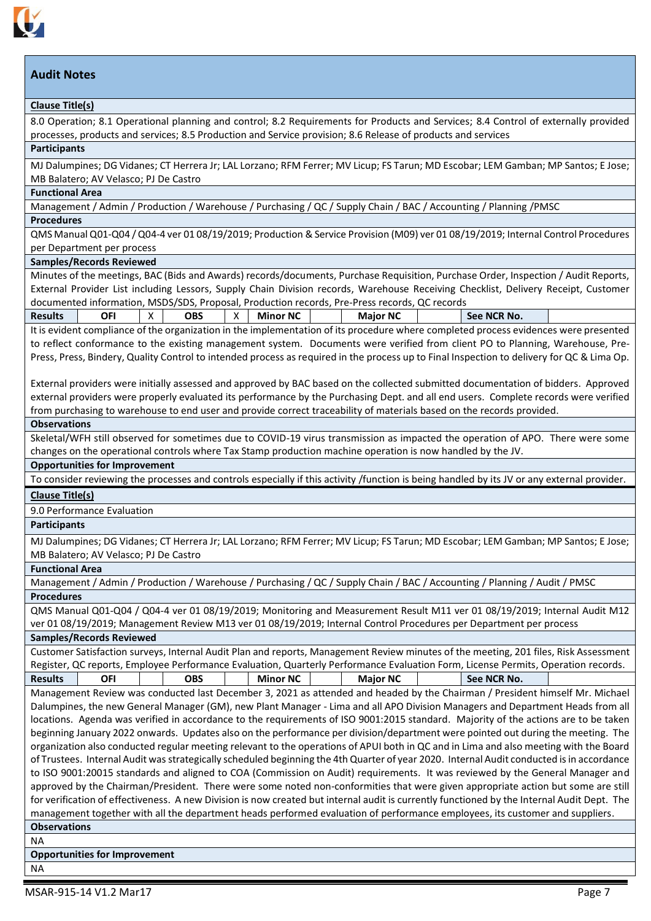## Audit Notes

**Clause Title(s)**

8.0 Operation; 8.1 Operational planning and control; 8.2 Requirements for Products and Services; 8.4 Control of externally provided processes, products and services; 8.5 Production and Service provision; 8.6 Release of products and services

**Participants**

MJ Dalumpines; DG Vidanes; CT Herrera Jr; LAL Lorzano; RFM Ferrer; MV Licup; FS Tarun; MD Escobar; LEM Gamban; MP Santos; E Jose; MB Balatero; AV Velasco; PJ De Castro

**Functional Area**

Management / Admin / Production / Warehouse / Purchasing / QC / Supply Chain / BAC / Accounting / Planning /PMSC

**Procedures**

QMS Manual Q01-Q04 / Q04-4 ver 01 08/19/2019; Production & Service Provision (M09) ver 01 08/19/2019; Internal Control Procedures per Department per process

**Samples/Records Reviewed**

Minutes of the meetings, BAC (Bids and Awards) records/documents, Purchase Requisition, Purchase Order, Inspection / Audit Reports, External Provider List including Lessors, Supply Chain Division records, Warehouse Receiving Checklist, Delivery Receipt, Customer documented information, MSDS/SDS, Proposal, Production records, Pre-Press records, QC records

| Results | OFI | X | OBS | X | Minor NC | | Major NC | | See NCR No. | |
|---|---|---|---|---|---|---|---|---|---|---|

It is evident compliance of the organization in the implementation of its procedure where completed process evidences were presented to reflect conformance to the existing management system. Documents were verified from client PO to Planning, Warehouse, Pre-Press, Press, Bindery, Quality Control to intended process as required in the process up to Final Inspection to delivery for QC & Lima Op.

External providers were initially assessed and approved by BAC based on the collected submitted documentation of bidders. Approved external providers were properly evaluated its performance by the Purchasing Dept. and all end users. Complete records were verified from purchasing to warehouse to end user and provide correct traceability of materials based on the records provided.

**Observations**

Skeletal/WFH still observed for sometimes due to COVID-19 virus transmission as impacted the operation of APO. There were some changes on the operational controls where Tax Stamp production machine operation is now handled by the JV.

**Opportunities for Improvement**

To consider reviewing the processes and controls especially if this activity /function is being handled by its JV or any external provider.

**Clause Title(s)**

9.0 Performance Evaluation

**Participants**

MJ Dalumpines; DG Vidanes; CT Herrera Jr; LAL Lorzano; RFM Ferrer; MV Licup; FS Tarun; MD Escobar; LEM Gamban; MP Santos; E Jose; MB Balatero; AV Velasco; PJ De Castro

**Functional Area**

Management / Admin / Production / Warehouse / Purchasing / QC / Supply Chain / BAC / Accounting / Planning / Audit / PMSC

**Procedures**

QMS Manual Q01-Q04 / Q04-4 ver 01 08/19/2019; Monitoring and Measurement Result M11 ver 01 08/19/2019; Internal Audit M12 ver 01 08/19/2019; Management Review M13 ver 01 08/19/2019; Internal Control Procedures per Department per process

**Samples/Records Reviewed**

Customer Satisfaction surveys, Internal Audit Plan and reports, Management Review minutes of the meeting, 201 files, Risk Assessment Register, QC reports, Employee Performance Evaluation, Quarterly Performance Evaluation Form, License Permits, Operation records.

| Results | OFI | | OBS | | Minor NC | | Major NC | | See NCR No. | |
|---|---|---|---|---|---|---|---|---|---|---|

Management Review was conducted last December 3, 2021 as attended and headed by the Chairman / President himself Mr. Michael Dalumpines, the new General Manager (GM), new Plant Manager - Lima and all APO Division Managers and Department Heads from all locations. Agenda was verified in accordance to the requirements of ISO 9001:2015 standard. Majority of the actions are to be taken beginning January 2022 onwards. Updates also on the performance per division/department were pointed out during the meeting. The organization also conducted regular meeting relevant to the operations of APUI both in QC and in Lima and also meeting with the Board of Trustees. Internal Audit was strategically scheduled beginning the 4th Quarter of year 2020. Internal Audit conducted is in accordance to ISO 9001:20015 standards and aligned to COA (Commission on Audit) requirements. It was reviewed by the General Manager and approved by the Chairman/President. There were some noted non-conformities that were given appropriate action but some are still for verification of effectiveness. A new Division is now created but internal audit is currently functioned by the Internal Audit Dept. The management together with all the department heads performed evaluation of performance employees, its customer and suppliers.

**Observations**

NA

**Opportunities for Improvement**

NA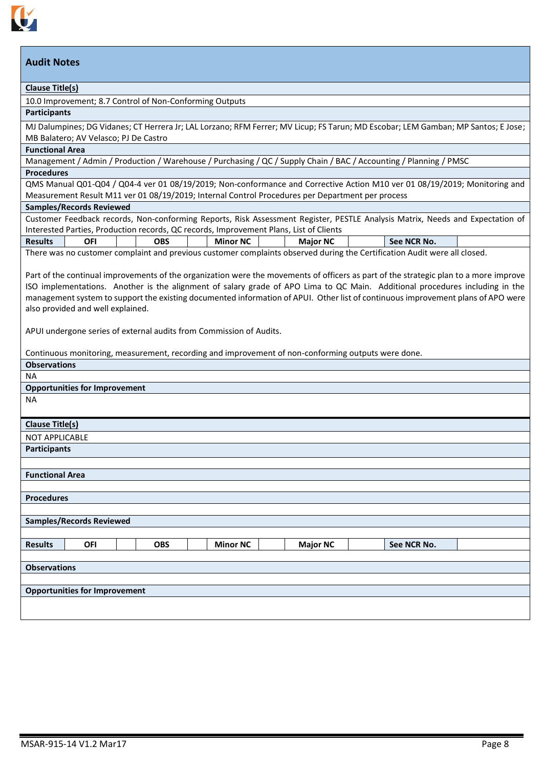## Audit Notes

**Clause Title(s)**

10.0 Improvement; 8.7 Control of Non-Conforming Outputs

**Participants**

MJ Dalumpines; DG Vidanes; CT Herrera Jr; LAL Lorzano; RFM Ferrer; MV Licup; FS Tarun; MD Escobar; LEM Gamban; MP Santos; E Jose; MB Balatero; AV Velasco; PJ De Castro

**Functional Area**

Management / Admin / Production / Warehouse / Purchasing / QC / Supply Chain / BAC / Accounting / Planning / PMSC

**Procedures**

QMS Manual Q01-Q04 / Q04-4 ver 01 08/19/2019; Non-conformance and Corrective Action M10 ver 01 08/19/2019; Monitoring and Measurement Result M11 ver 01 08/19/2019; Internal Control Procedures per Department per process

**Samples/Records Reviewed**

Customer Feedback records, Non-conforming Reports, Risk Assessment Register, PESTLE Analysis Matrix, Needs and Expectation of Interested Parties, Production records, QC records, Improvement Plans, List of Clients

| Results | OFI | | OBS | | Minor NC | | Major NC | | See NCR No. | |
|---|---|---|---|---|---|---|---|---|---|---|

There was no customer complaint and previous customer complaints observed during the Certification Audit were all closed.

Part of the continual improvements of the organization were the movements of officers as part of the strategic plan to a more improve ISO implementations. Another is the alignment of salary grade of APO Lima to QC Main. Additional procedures including in the management system to support the existing documented information of APUI. Other list of continuous improvement plans of APO were also provided and well explained.

APUI undergone series of external audits from Commission of Audits.

Continuous monitoring, measurement, recording and improvement of non-conforming outputs were done.

**Observations**

NA

**Opportunities for Improvement**

NA

---

**Clause Title(s)**

NOT APPLICABLE

**Participants**

**Functional Area**

**Procedures**

**Samples/Records Reviewed**

| Results | OFI | | OBS | | Minor NC | | Major NC | | See NCR No. | |
|---|---|---|---|---|---|---|---|---|---|---|

**Observations**

**Opportunities for Improvement**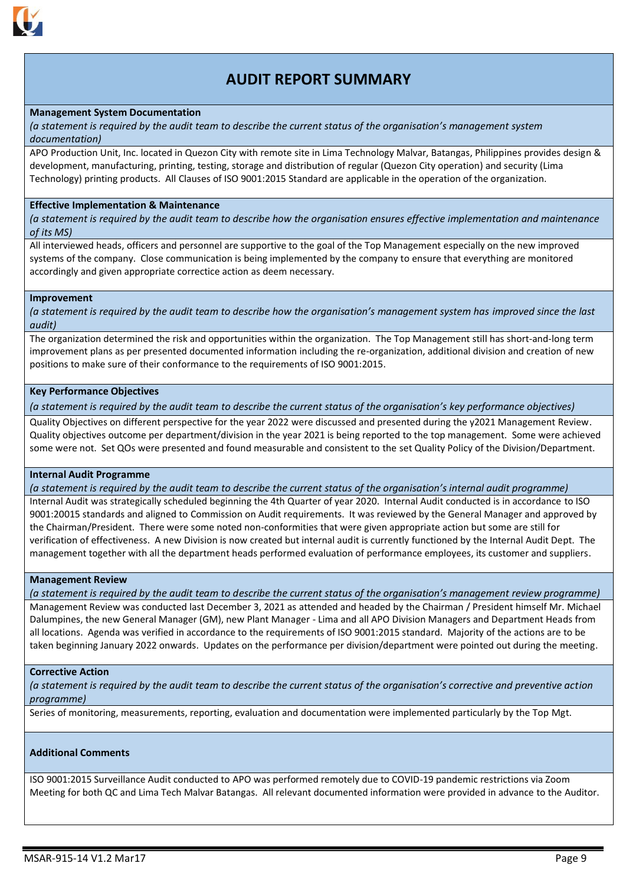# AUDIT REPORT SUMMARY

**Management System Documentation**

*(a statement is required by the audit team to describe the current status of the organisation's management system documentation)*

APO Production Unit, Inc. located in Quezon City with remote site in Lima Technology Malvar, Batangas, Philippines provides design & development, manufacturing, printing, testing, storage and distribution of regular (Quezon City operation) and security (Lima Technology) printing products. All Clauses of ISO 9001:2015 Standard are applicable in the operation of the organization.

**Effective Implementation & Maintenance**

*(a statement is required by the audit team to describe how the organisation ensures effective implementation and maintenance of its MS)*

All interviewed heads, officers and personnel are supportive to the goal of the Top Management especially on the new improved systems of the company. Close communication is being implemented by the company to ensure that everything are monitored accordingly and given appropriate correctice action as deem necessary.

**Improvement**

*(a statement is required by the audit team to describe how the organisation's management system has improved since the last audit)*

The organization determined the risk and opportunities within the organization. The Top Management still has short-and-long term improvement plans as per presented documented information including the re-organization, additional division and creation of new positions to make sure of their conformance to the requirements of ISO 9001:2015.

**Key Performance Objectives**

*(a statement is required by the audit team to describe the current status of the organisation's key performance objectives)*

Quality Objectives on different perspective for the year 2022 were discussed and presented during the y2021 Management Review. Quality objectives outcome per department/division in the year 2021 is being reported to the top management. Some were achieved some were not. Set QOs were presented and found measurable and consistent to the set Quality Policy of the Division/Department.

**Internal Audit Programme**

*(a statement is required by the audit team to describe the current status of the organisation's internal audit programme)*

Internal Audit was strategically scheduled beginning the 4th Quarter of year 2020. Internal Audit conducted is in accordance to ISO 9001:20015 standards and aligned to Commission on Audit requirements. It was reviewed by the General Manager and approved by the Chairman/President. There were some noted non-conformities that were given appropriate action but some are still for verification of effectiveness. A new Division is now created but internal audit is currently functioned by the Internal Audit Dept. The management together with all the department heads performed evaluation of performance employees, its customer and suppliers.

**Management Review**

*(a statement is required by the audit team to describe the current status of the organisation's management review programme)*

Management Review was conducted last December 3, 2021 as attended and headed by the Chairman / President himself Mr. Michael Dalumpines, the new General Manager (GM), new Plant Manager - Lima and all APO Division Managers and Department Heads from all locations. Agenda was verified in accordance to the requirements of ISO 9001:2015 standard. Majority of the actions are to be taken beginning January 2022 onwards. Updates on the performance per division/department were pointed out during the meeting.

**Corrective Action**

*(a statement is required by the audit team to describe the current status of the organisation's corrective and preventive action programme)*

Series of monitoring, measurements, reporting, evaluation and documentation were implemented particularly by the Top Mgt.

**Additional Comments**

ISO 9001:2015 Surveillance Audit conducted to APO was performed remotely due to COVID-19 pandemic restrictions via Zoom Meeting for both QC and Lima Tech Malvar Batangas. All relevant documented information were provided in advance to the Auditor.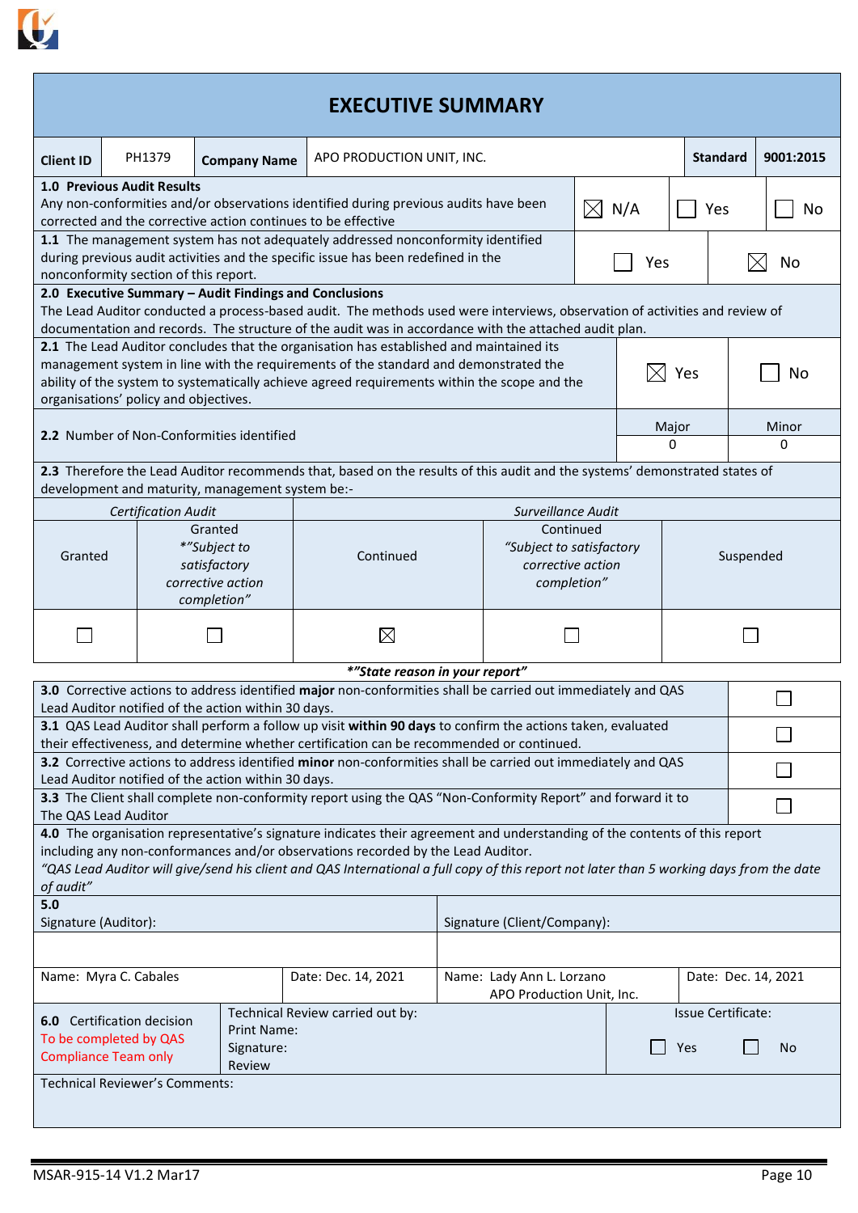# EXECUTIVE SUMMARY

| Client ID | PH1379 | Company Name | APO PRODUCTION UNIT, INC. | Standard | 9001:2015 |
|---|---|---|---|---|---|

**1.0 Previous Audit Results**
Any non-conformities and/or observations identified during previous audits have been corrected and the corrective action continues to be effective

☒ N/A ☐ Yes ☐ No

**1.1** The management system has not adequately addressed nonconformity identified during previous audit activities and the specific issue has been redefined in the nonconformity section of this report.

☐ Yes ☒ No

**2.0 Executive Summary – Audit Findings and Conclusions**
The Lead Auditor conducted a process-based audit. The methods used were interviews, observation of activities and review of documentation and records. The structure of the audit was in accordance with the attached audit plan.

**2.1** The Lead Auditor concludes that the organisation has established and maintained its management system in line with the requirements of the standard and demonstrated the ability of the system to systematically achieve agreed requirements within the scope and the organisations' policy and objectives.

☒ Yes ☐ No

| **2.2** Number of Non-Conformities identified | Major | Minor |
|---|---|---|
| | 0 | 0 |

**2.3** Therefore the Lead Auditor recommends that, based on the results of this audit and the systems' demonstrated states of development and maturity, management system be:-

| *Certification Audit* | | *Surveillance Audit* | | |
|---|---|---|---|---|
| Granted | Granted *"Subject to satisfactory corrective action completion"* | Continued | Continued *"Subject to satisfactory corrective action completion"* | Suspended |
| ☐ | ☐ | ☒ | ☐ | ☐ |

***"State reason in your report"***

| | |
|---|---|
| **3.0** Corrective actions to address identified **major** non-conformities shall be carried out immediately and QAS Lead Auditor notified of the action within 30 days. | ☐ |
| **3.1** QAS Lead Auditor shall perform a follow up visit **within 90 days** to confirm the actions taken, evaluated their effectiveness, and determine whether certification can be recommended or continued. | ☐ |
| **3.2** Corrective actions to address identified **minor** non-conformities shall be carried out immediately and QAS Lead Auditor notified of the action within 30 days. | ☐ |
| **3.3** The Client shall complete non-conformity report using the QAS "Non-Conformity Report" and forward it to The QAS Lead Auditor | ☐ |

**4.0** The organisation representative's signature indicates their agreement and understanding of the contents of this report including any non-conformances and/or observations recorded by the Lead Auditor.
*"QAS Lead Auditor will give/send his client and QAS International a full copy of this report not later than 5 working days from the date of audit"*

**5.0**

| Signature (Auditor): | | Signature (Client/Company): | |
|---|---|---|---|
| | | | |
| Name: Myra C. Cabales | Date: Dec. 14, 2021 | Name: Lady Ann L. Lorzano APO Production Unit, Inc. | Date: Dec. 14, 2021 |

| **6.0** Certification decision To be completed by QAS Compliance Team only | Technical Review carried out by: Print Name: Signature: Review | Issue Certificate: ☐ Yes ☐ No |
|---|---|---|

Technical Reviewer's Comments: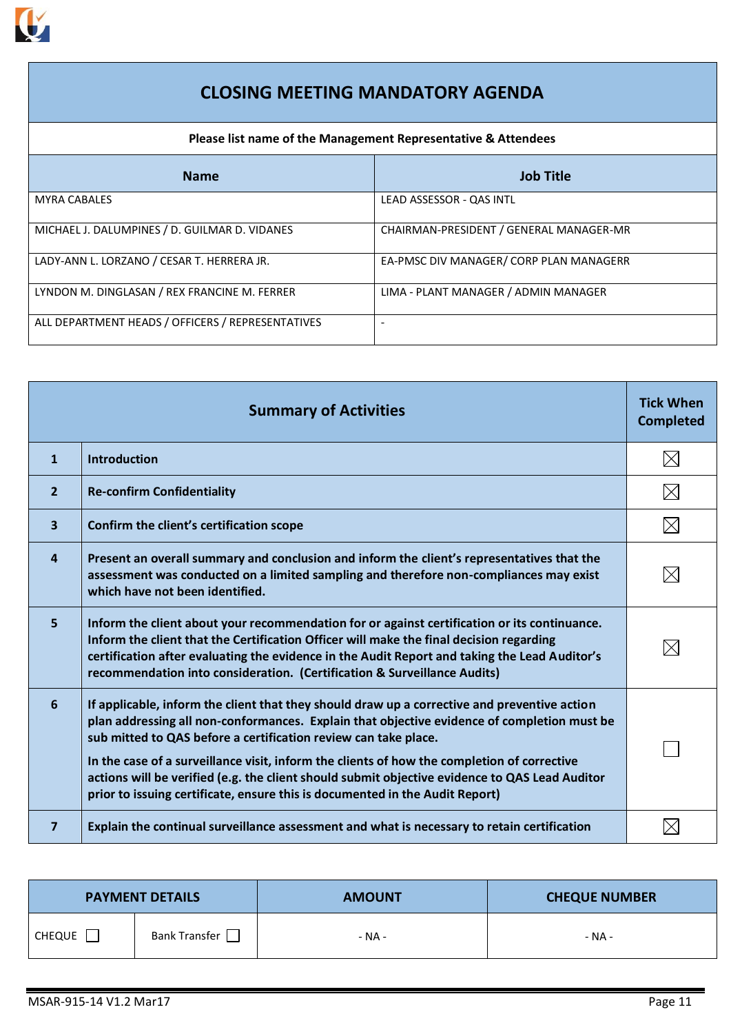# CLOSING MEETING MANDATORY AGENDA

**Please list name of the Management Representative & Attendees**

| Name | Job Title |
|---|---|
| MYRA CABALES | LEAD ASSESSOR - QAS INTL |
| MICHAEL J. DALUMPINES / D. GUILMAR D. VIDANES | CHAIRMAN-PRESIDENT / GENERAL MANAGER-MR |
| LADY-ANN L. LORZANO / CESAR T. HERRERA JR. | EA-PMSC DIV MANAGER/ CORP PLAN MANAGERR |
| LYNDON M. DINGLASAN / REX FRANCINE M. FERRER | LIMA - PLANT MANAGER / ADMIN MANAGER |
| ALL DEPARTMENT HEADS / OFFICERS / REPRESENTATIVES | - |

| | Summary of Activities | Tick When Completed |
|---|---|---|
| 1 | **Introduction** | ☒ |
| 2 | **Re-confirm Confidentiality** | ☒ |
| 3 | **Confirm the client's certification scope** | ☒ |
| 4 | **Present an overall summary and conclusion and inform the client's representatives that the assessment was conducted on a limited sampling and therefore non-compliances may exist which have not been identified.** | ☒ |
| 5 | **Inform the client about your recommendation for or against certification or its continuance. Inform the client that the Certification Officer will make the final decision regarding certification after evaluating the evidence in the Audit Report and taking the Lead Auditor's recommendation into consideration. (Certification & Surveillance Audits)** | ☒ |
| 6 | **If applicable, inform the client that they should draw up a corrective and preventive action plan addressing all non-conformances. Explain that objective evidence of completion must be sub mitted to QAS before a certification review can take place.** <br> **In the case of a surveillance visit, inform the clients of how the completion of corrective actions will be verified (e.g. the client should submit objective evidence to QAS Lead Auditor prior to issuing certificate, ensure this is documented in the Audit Report)** | ☐ |
| 7 | **Explain the continual surveillance assessment and what is necessary to retain certification** | ☒ |

| PAYMENT DETAILS | | AMOUNT | CHEQUE NUMBER |
|---|---|---|---|
| CHEQUE ☐ | Bank Transfer ☐ | - NA - | - NA - |

MSAR-915-14 V1.2 Mar17